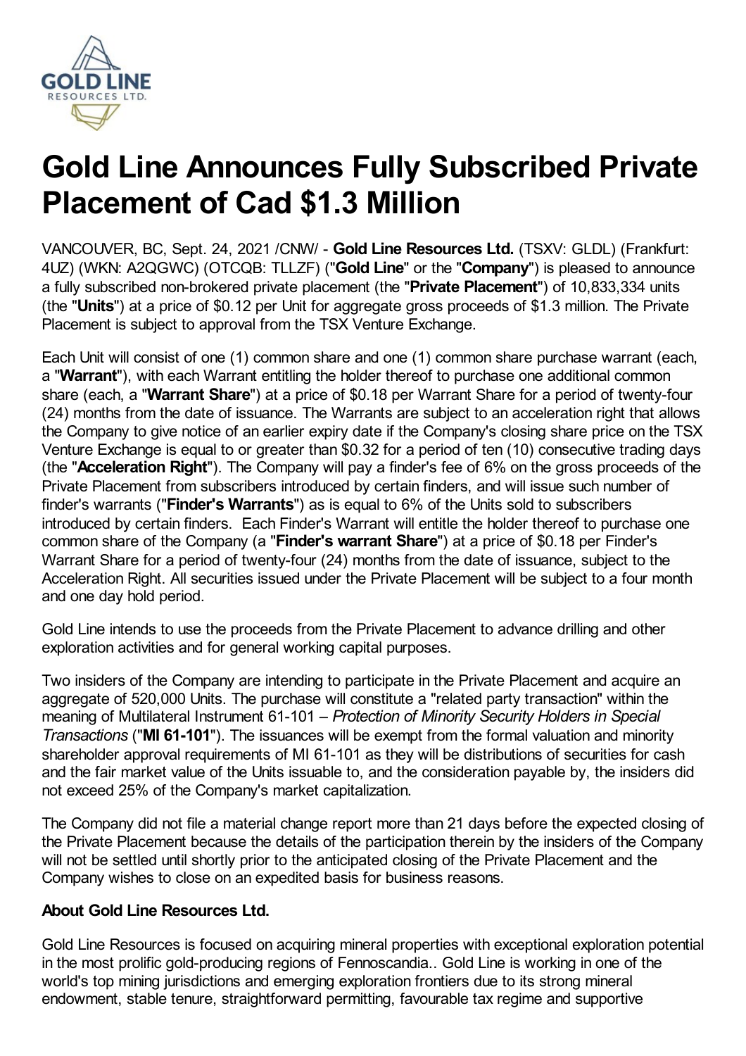# Gold Line Announces Fully Subscribed Private Placement of Cad $1.3 Million

VANCOUVER, BC, Sept. 24, 2021 /CNW/ - **Gold Line Resources Ltd.** (TSXV: GLDL) (Frankfurt: 4UZ) (WKN: A2QGWC) (OTCQB: TLLZF) ("**Gold Line**" or the "**Company**") is pleased to announce a fully subscribed non-brokered private placement (the "**Private Placement**") of 10,833,334 units (the "**Units**") at a price of $0.12 per Unit for aggregate gross proceeds of $1.3 million. The Private Placement is subject to approval from the TSX Venture Exchange.

Each Unit will consist of one (1) common share and one (1) common share purchase warrant (each, a "**Warrant**"), with each Warrant entitling the holder thereof to purchase one additional common share (each, a "**Warrant Share**") at a price of $0.18 per Warrant Share for a period of twenty-four (24) months from the date of issuance. The Warrants are subject to an acceleration right that allows the Company to give notice of an earlier expiry date if the Company's closing share price on the TSX Venture Exchange is equal to or greater than $0.32 for a period of ten (10) consecutive trading days (the "**Acceleration Right**"). The Company will pay a finder's fee of 6% on the gross proceeds of the Private Placement from subscribers introduced by certain finders, and will issue such number of finder's warrants ("**Finder's Warrants**") as is equal to 6% of the Units sold to subscribers introduced by certain finders. Each Finder's Warrant will entitle the holder thereof to purchase one common share of the Company (a "**Finder's warrant Share**") at a price of $0.18 per Finder's Warrant Share for a period of twenty-four (24) months from the date of issuance, subject to the Acceleration Right. All securities issued under the Private Placement will be subject to a four month and one day hold period.

Gold Line intends to use the proceeds from the Private Placement to advance drilling and other exploration activities and for general working capital purposes.

Two insiders of the Company are intending to participate in the Private Placement and acquire an aggregate of 520,000 Units. The purchase will constitute a "related party transaction" within the meaning of Multilateral Instrument 61-101 – *Protection of Minority Security Holders in Special Transactions* ("**MI 61-101**"). The issuances will be exempt from the formal valuation and minority shareholder approval requirements of MI 61-101 as they will be distributions of securities for cash and the fair market value of the Units issuable to, and the consideration payable by, the insiders did not exceed 25% of the Company's market capitalization.

The Company did not file a material change report more than 21 days before the expected closing of the Private Placement because the details of the participation therein by the insiders of the Company will not be settled until shortly prior to the anticipated closing of the Private Placement and the Company wishes to close on an expedited basis for business reasons.

**About Gold Line Resources Ltd.**

Gold Line Resources is focused on acquiring mineral properties with exceptional exploration potential in the most prolific gold-producing regions of Fennoscandia.. Gold Line is working in one of the world's top mining jurisdictions and emerging exploration frontiers due to its strong mineral endowment, stable tenure, straightforward permitting, favourable tax regime and supportive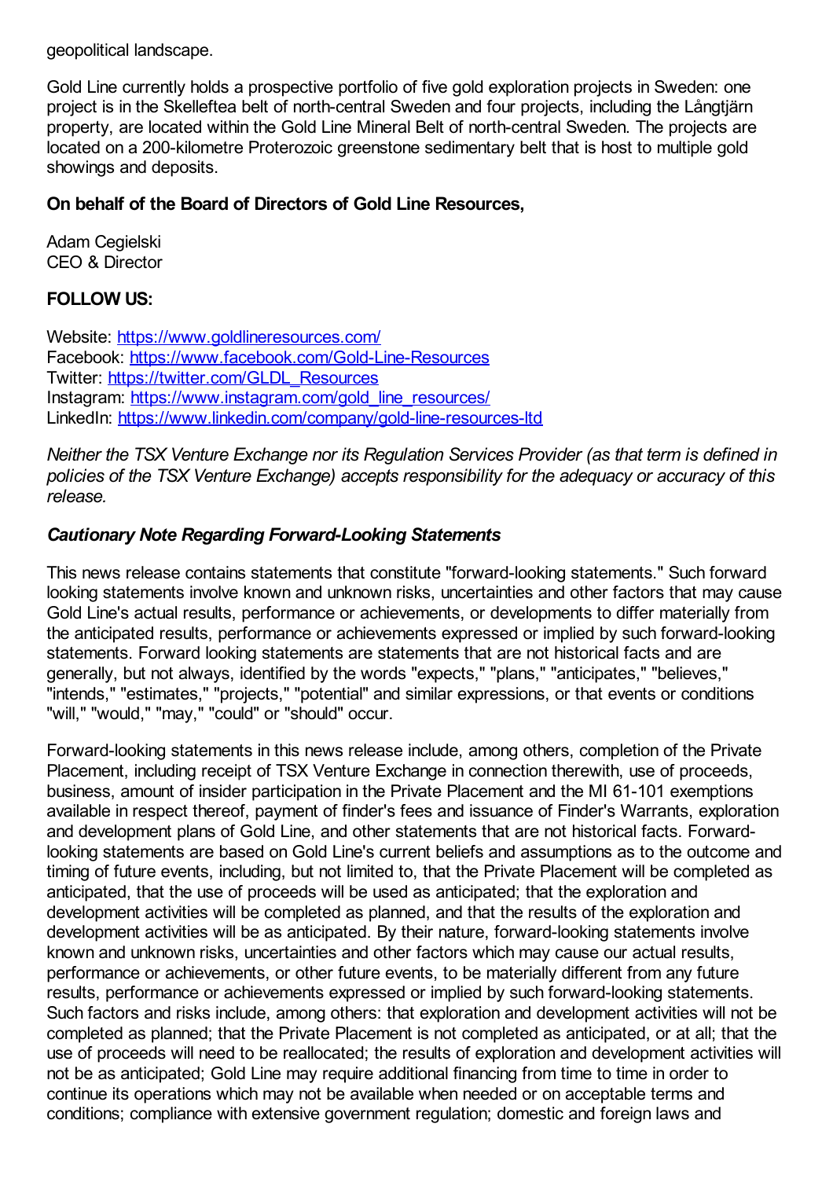geopolitical landscape.

Gold Line currently holds a prospective portfolio of five gold exploration projects in Sweden: one project is in the Skelleftea belt of north-central Sweden and four projects, including the Långtjärn property, are located within the Gold Line Mineral Belt of north-central Sweden. The projects are located on a 200-kilometre Proterozoic greenstone sedimentary belt that is host to multiple gold showings and deposits.

**On behalf of the Board of Directors of Gold Line Resources,**

Adam Cegielski
CEO & Director

**FOLLOW US:**

Website: https://www.goldlineresources.com/
Facebook: https://www.facebook.com/Gold-Line-Resources
Twitter: https://twitter.com/GLDL_Resources
Instagram: https://www.instagram.com/gold_line_resources/
LinkedIn: https://www.linkedin.com/company/gold-line-resources-ltd

*Neither the TSX Venture Exchange nor its Regulation Services Provider (as that term is defined in policies of the TSX Venture Exchange) accepts responsibility for the adequacy or accuracy of this release.*

***Cautionary Note Regarding Forward-Looking Statements***

This news release contains statements that constitute "forward-looking statements." Such forward looking statements involve known and unknown risks, uncertainties and other factors that may cause Gold Line's actual results, performance or achievements, or developments to differ materially from the anticipated results, performance or achievements expressed or implied by such forward-looking statements. Forward looking statements are statements that are not historical facts and are generally, but not always, identified by the words "expects," "plans," "anticipates," "believes," "intends," "estimates," "projects," "potential" and similar expressions, or that events or conditions "will," "would," "may," "could" or "should" occur.

Forward-looking statements in this news release include, among others, completion of the Private Placement, including receipt of TSX Venture Exchange in connection therewith, use of proceeds, business, amount of insider participation in the Private Placement and the MI 61-101 exemptions available in respect thereof, payment of finder's fees and issuance of Finder's Warrants, exploration and development plans of Gold Line, and other statements that are not historical facts. Forward-looking statements are based on Gold Line's current beliefs and assumptions as to the outcome and timing of future events, including, but not limited to, that the Private Placement will be completed as anticipated, that the use of proceeds will be used as anticipated; that the exploration and development activities will be completed as planned, and that the results of the exploration and development activities will be as anticipated. By their nature, forward-looking statements involve known and unknown risks, uncertainties and other factors which may cause our actual results, performance or achievements, or other future events, to be materially different from any future results, performance or achievements expressed or implied by such forward-looking statements. Such factors and risks include, among others: that exploration and development activities will not be completed as planned; that the Private Placement is not completed as anticipated, or at all; that the use of proceeds will need to be reallocated; the results of exploration and development activities will not be as anticipated; Gold Line may require additional financing from time to time in order to continue its operations which may not be available when needed or on acceptable terms and conditions; compliance with extensive government regulation; domestic and foreign laws and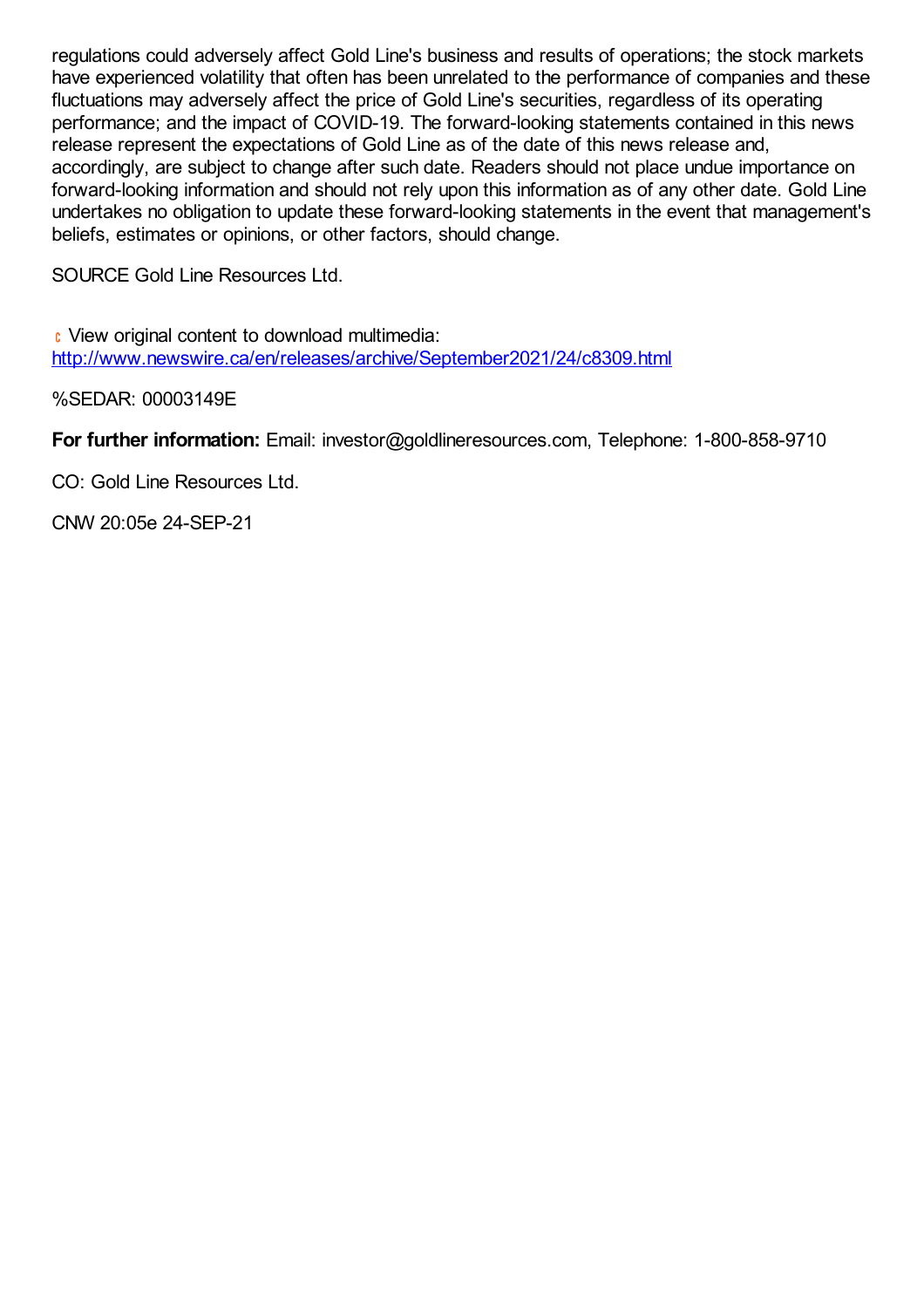regulations could adversely affect Gold Line's business and results of operations; the stock markets have experienced volatility that often has been unrelated to the performance of companies and these fluctuations may adversely affect the price of Gold Line's securities, regardless of its operating performance; and the impact of COVID-19. The forward-looking statements contained in this news release represent the expectations of Gold Line as of the date of this news release and, accordingly, are subject to change after such date. Readers should not place undue importance on forward-looking information and should not rely upon this information as of any other date. Gold Line undertakes no obligation to update these forward-looking statements in the event that management's beliefs, estimates or opinions, or other factors, should change.

SOURCE Gold Line Resources Ltd.

View original content to download multimedia: [http://www.newswire.ca/en/releases/archive/September2021/24/c8309.html](http://www.newswire.ca/en/releases/archive/September2021/24/c8309.html)

%SEDAR: 00003149E

**For further information:** Email: investor@goldlineresources.com, Telephone: 1-800-858-9710

CO: Gold Line Resources Ltd.

CNW 20:05e 24-SEP-21